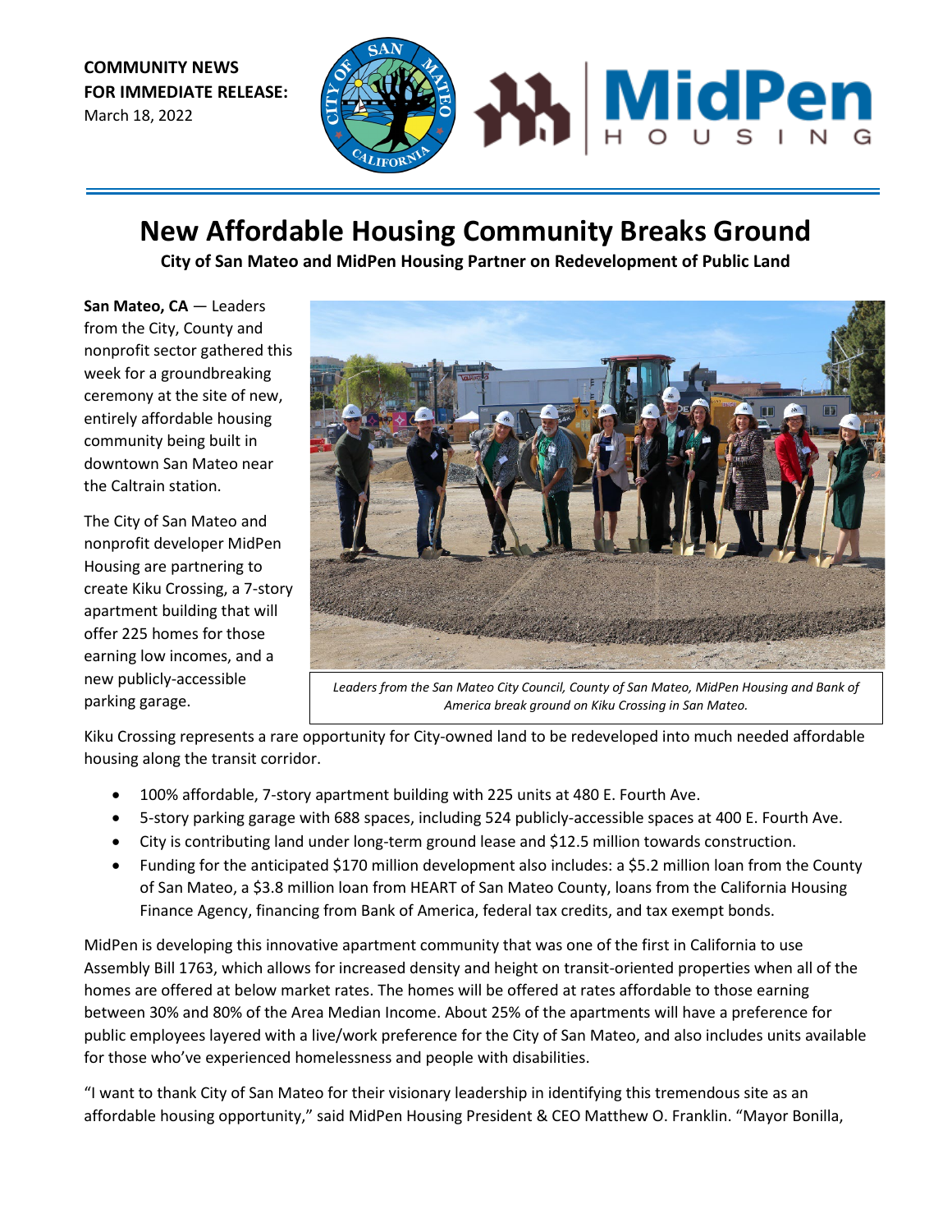**COMMUNITY NEWS**
**FOR IMMEDIATE RELEASE:**
March 18, 2022

# New Affordable Housing Community Breaks Ground

**City of San Mateo and MidPen Housing Partner on Redevelopment of Public Land**

**San Mateo, CA** — Leaders from the City, County and nonprofit sector gathered this week for a groundbreaking ceremony at the site of new, entirely affordable housing community being built in downtown San Mateo near the Caltrain station.

The City of San Mateo and nonprofit developer MidPen Housing are partnering to create Kiku Crossing, a 7-story apartment building that will offer 225 homes for those earning low incomes, and a new publicly-accessible parking garage.

*Leaders from the San Mateo City Council, County of San Mateo, MidPen Housing and Bank of America break ground on Kiku Crossing in San Mateo.*

Kiku Crossing represents a rare opportunity for City-owned land to be redeveloped into much needed affordable housing along the transit corridor.

- 100% affordable, 7-story apartment building with 225 units at 480 E. Fourth Ave.
- 5-story parking garage with 688 spaces, including 524 publicly-accessible spaces at 400 E. Fourth Ave.
- City is contributing land under long-term ground lease and $12.5 million towards construction.
- Funding for the anticipated $170 million development also includes: a $5.2 million loan from the County of San Mateo, a $3.8 million loan from HEART of San Mateo County, loans from the California Housing Finance Agency, financing from Bank of America, federal tax credits, and tax exempt bonds.

MidPen is developing this innovative apartment community that was one of the first in California to use Assembly Bill 1763, which allows for increased density and height on transit-oriented properties when all of the homes are offered at below market rates. The homes will be offered at rates affordable to those earning between 30% and 80% of the Area Median Income. About 25% of the apartments will have a preference for public employees layered with a live/work preference for the City of San Mateo, and also includes units available for those who've experienced homelessness and people with disabilities.

"I want to thank City of San Mateo for their visionary leadership in identifying this tremendous site as an affordable housing opportunity," said MidPen Housing President & CEO Matthew O. Franklin. "Mayor Bonilla,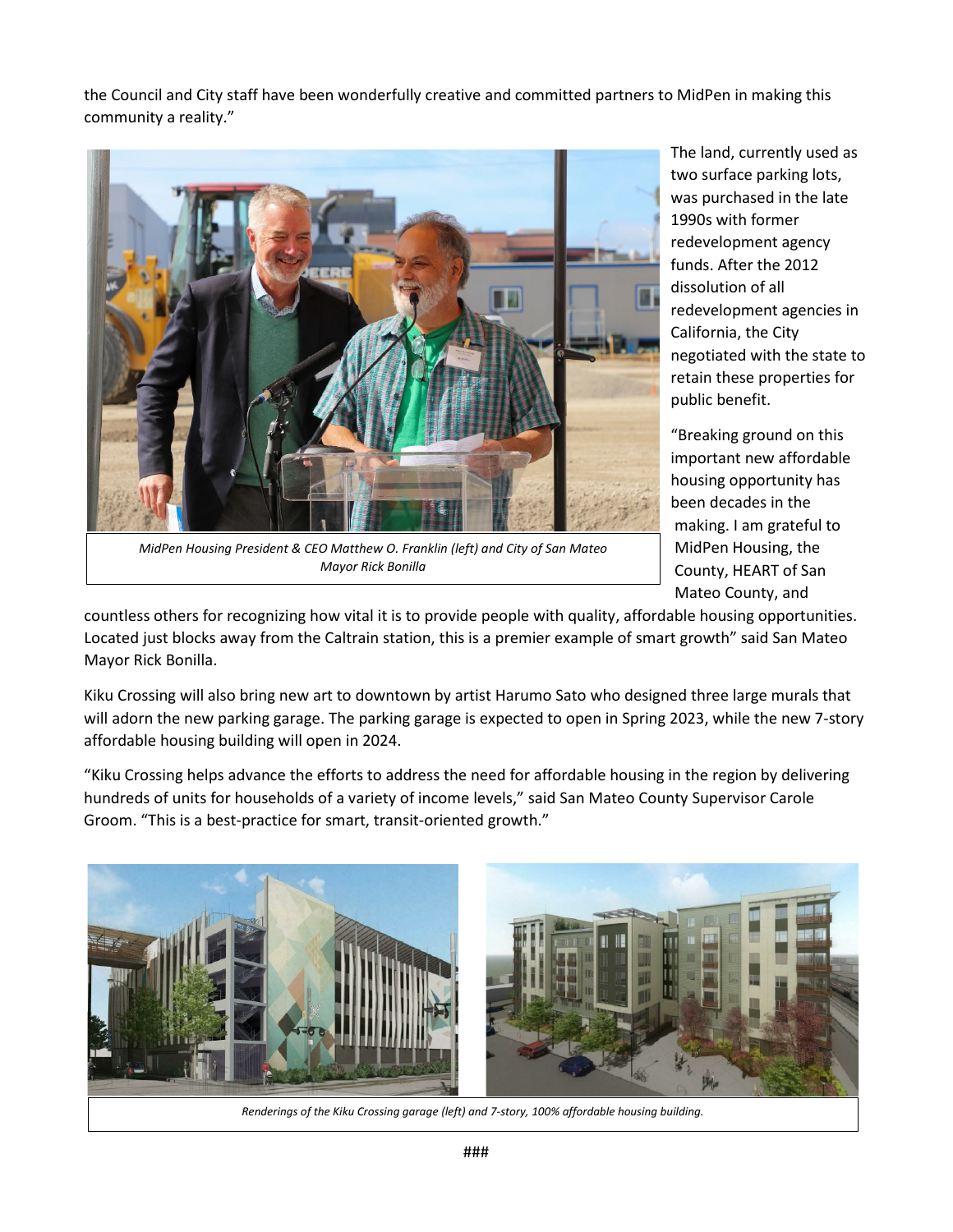the Council and City staff have been wonderfully creative and committed partners to MidPen in making this community a reality."

*MidPen Housing President & CEO Matthew O. Franklin (left) and City of San Mateo Mayor Rick Bonilla*

The land, currently used as two surface parking lots, was purchased in the late 1990s with former redevelopment agency funds. After the 2012 dissolution of all redevelopment agencies in California, the City negotiated with the state to retain these properties for public benefit.

"Breaking ground on this important new affordable housing opportunity has been decades in the making. I am grateful to MidPen Housing, the County, HEART of San Mateo County, and countless others for recognizing how vital it is to provide people with quality, affordable housing opportunities. Located just blocks away from the Caltrain station, this is a premier example of smart growth" said San Mateo Mayor Rick Bonilla.

Kiku Crossing will also bring new art to downtown by artist Harumo Sato who designed three large murals that will adorn the new parking garage. The parking garage is expected to open in Spring 2023, while the new 7-story affordable housing building will open in 2024.

"Kiku Crossing helps advance the efforts to address the need for affordable housing in the region by delivering hundreds of units for households of a variety of income levels," said San Mateo County Supervisor Carole Groom. "This is a best-practice for smart, transit-oriented growth."

*Renderings of the Kiku Crossing garage (left) and 7-story, 100% affordable housing building.*

###